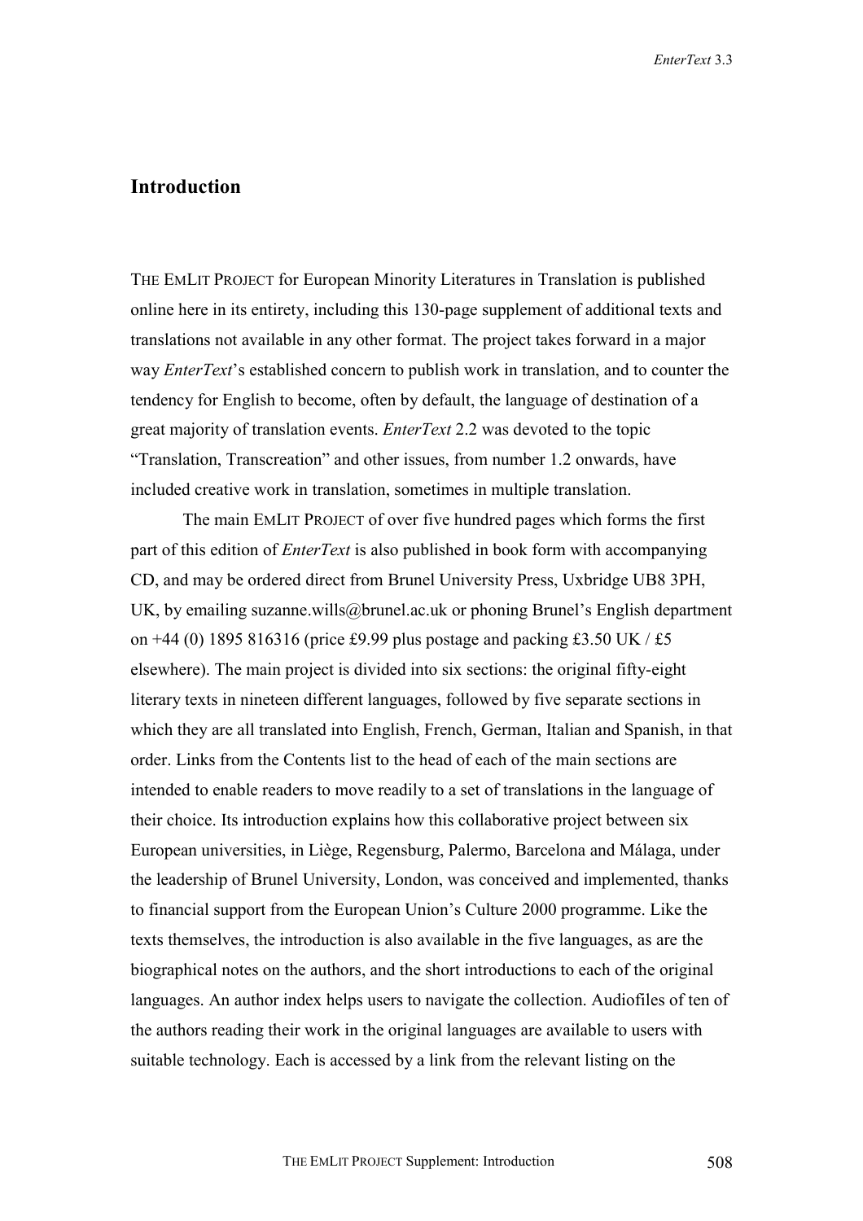## Introduction

THE EMLIT PROJECT for European Minority Literatures in Translation is published online here in its entirety, including this 130-page supplement of additional texts and translations not available in any other format. The project takes forward in a major way *EnterText*'s established concern to publish work in translation, and to counter the tendency for English to become, often by default, the language of destination of a great majority of translation events. *EnterText* 2.2 was devoted to the topic "Translation, Transcreation" and other issues, from number 1.2 onwards, have included creative work in translation, sometimes in multiple translation.

The main EMLIT PROJECT of over five hundred pages which forms the first part of this edition of *EnterText* is also published in book form with accompanying CD, and may be ordered direct from Brunel University Press, Uxbridge UB8 3PH, UK, by emailing suzanne.wills@brunel.ac.uk or phoning Brunel's English department on +44 (0) 1895 816316 (price £9.99 plus postage and packing £3.50 UK / £5 elsewhere). The main project is divided into six sections: the original fifty-eight literary texts in nineteen different languages, followed by five separate sections in which they are all translated into English, French, German, Italian and Spanish, in that order. Links from the Contents list to the head of each of the main sections are intended to enable readers to move readily to a set of translations in the language of their choice. Its introduction explains how this collaborative project between six European universities, in Liège, Regensburg, Palermo, Barcelona and Málaga, under the leadership of Brunel University, London, was conceived and implemented, thanks to financial support from the European Union's Culture 2000 programme. Like the texts themselves, the introduction is also available in the five languages, as are the biographical notes on the authors, and the short introductions to each of the original languages. An author index helps users to navigate the collection. Audiofiles of ten of the authors reading their work in the original languages are available to users with suitable technology. Each is accessed by a link from the relevant listing on the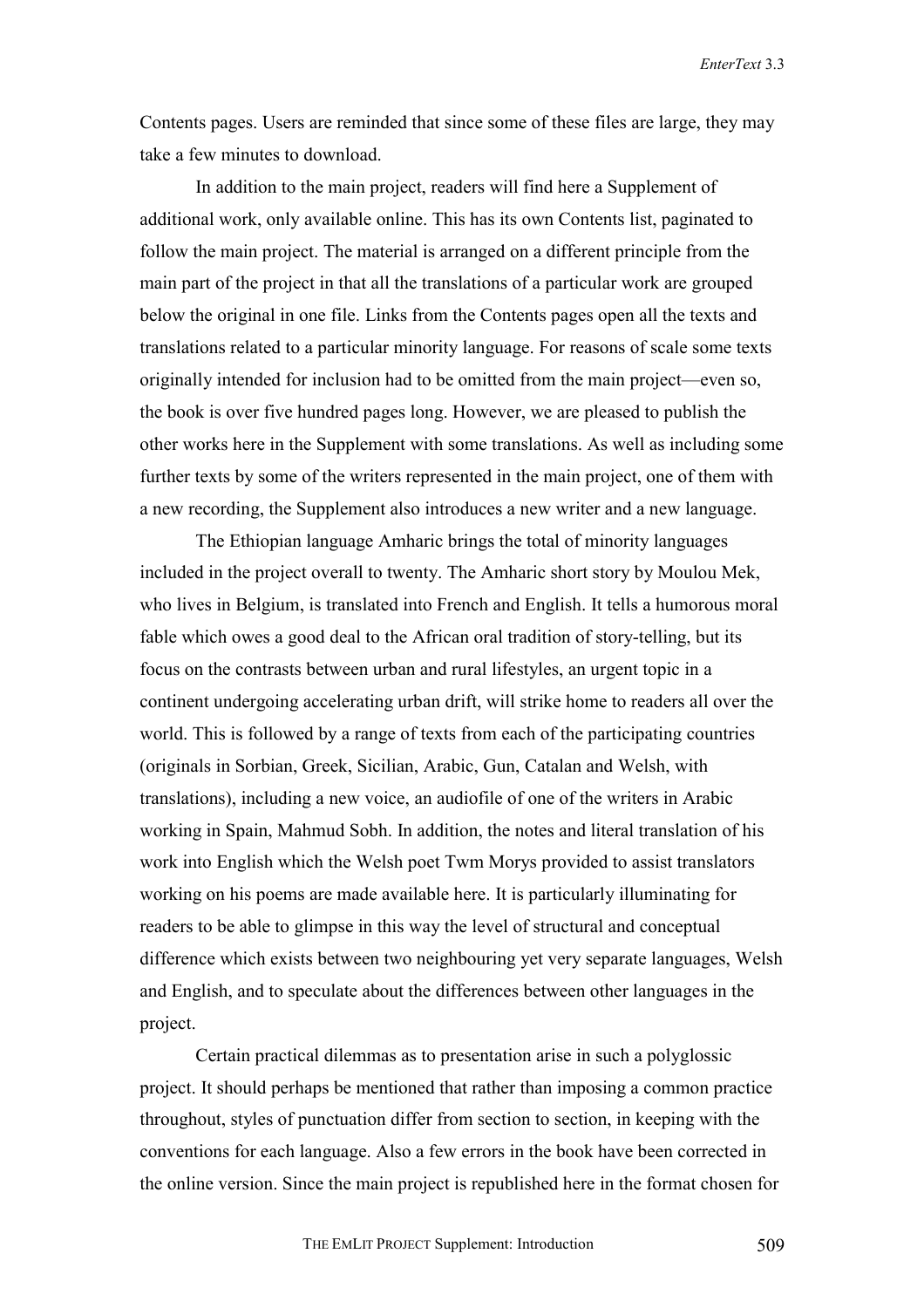Contents pages. Users are reminded that since some of these files are large, they may take a few minutes to download.

In addition to the main project, readers will find here a Supplement of additional work, only available online. This has its own Contents list, paginated to follow the main project. The material is arranged on a different principle from the main part of the project in that all the translations of a particular work are grouped below the original in one file. Links from the Contents pages open all the texts and translations related to a particular minority language. For reasons of scale some texts originally intended for inclusion had to be omitted from the main project—even so, the book is over five hundred pages long. However, we are pleased to publish the other works here in the Supplement with some translations. As well as including some further texts by some of the writers represented in the main project, one of them with a new recording, the Supplement also introduces a new writer and a new language.

The Ethiopian language Amharic brings the total of minority languages included in the project overall to twenty. The Amharic short story by Moulou Mek, who lives in Belgium, is translated into French and English. It tells a humorous moral fable which owes a good deal to the African oral tradition of story-telling, but its focus on the contrasts between urban and rural lifestyles, an urgent topic in a continent undergoing accelerating urban drift, will strike home to readers all over the world. This is followed by a range of texts from each of the participating countries (originals in Sorbian, Greek, Sicilian, Arabic, Gun, Catalan and Welsh, with translations), including a new voice, an audiofile of one of the writers in Arabic working in Spain, Mahmud Sobh. In addition, the notes and literal translation of his work into English which the Welsh poet Twm Morys provided to assist translators working on his poems are made available here. It is particularly illuminating for readers to be able to glimpse in this way the level of structural and conceptual difference which exists between two neighbouring yet very separate languages, Welsh and English, and to speculate about the differences between other languages in the project.

Certain practical dilemmas as to presentation arise in such a polyglossic project. It should perhaps be mentioned that rather than imposing a common practice throughout, styles of punctuation differ from section to section, in keeping with the conventions for each language. Also a few errors in the book have been corrected in the online version. Since the main project is republished here in the format chosen for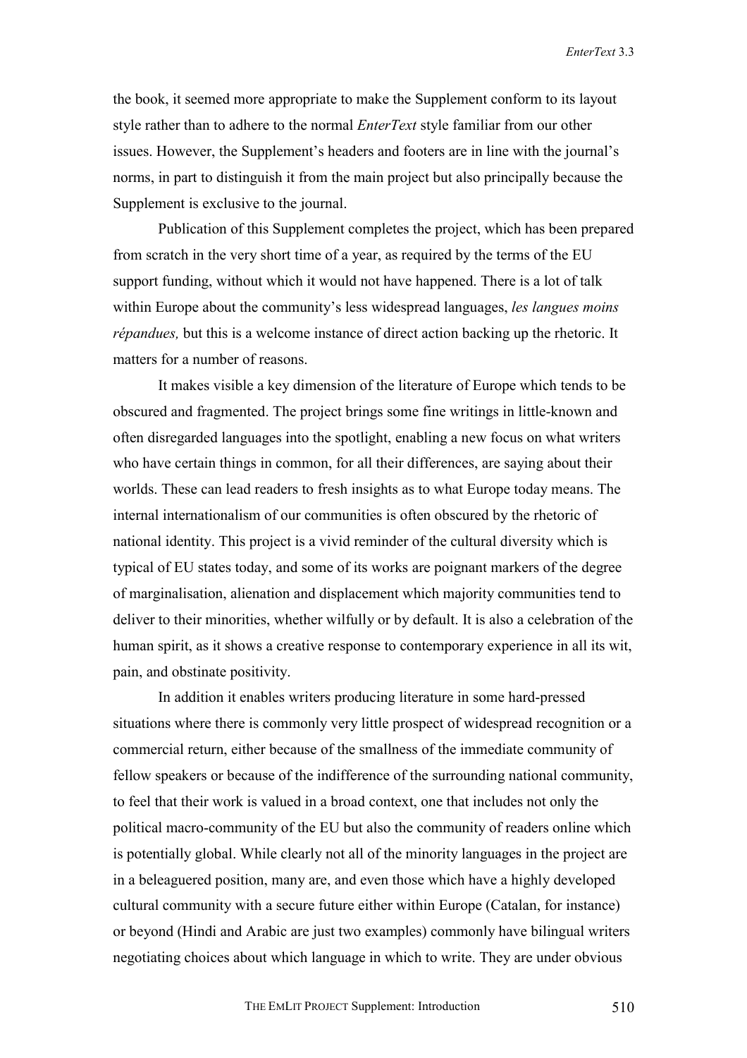the book, it seemed more appropriate to make the Supplement conform to its layout style rather than to adhere to the normal *EnterText* style familiar from our other issues. However, the Supplement's headers and footers are in line with the journal's norms, in part to distinguish it from the main project but also principally because the Supplement is exclusive to the journal.

Publication of this Supplement completes the project, which has been prepared from scratch in the very short time of a year, as required by the terms of the EU support funding, without which it would not have happened. There is a lot of talk within Europe about the community's less widespread languages, *les langues moins répandues,* but this is a welcome instance of direct action backing up the rhetoric. It matters for a number of reasons.

It makes visible a key dimension of the literature of Europe which tends to be obscured and fragmented. The project brings some fine writings in little-known and often disregarded languages into the spotlight, enabling a new focus on what writers who have certain things in common, for all their differences, are saying about their worlds. These can lead readers to fresh insights as to what Europe today means. The internal internationalism of our communities is often obscured by the rhetoric of national identity. This project is a vivid reminder of the cultural diversity which is typical of EU states today, and some of its works are poignant markers of the degree of marginalisation, alienation and displacement which majority communities tend to deliver to their minorities, whether wilfully or by default. It is also a celebration of the human spirit, as it shows a creative response to contemporary experience in all its wit, pain, and obstinate positivity.

In addition it enables writers producing literature in some hard-pressed situations where there is commonly very little prospect of widespread recognition or a commercial return, either because of the smallness of the immediate community of fellow speakers or because of the indifference of the surrounding national community, to feel that their work is valued in a broad context, one that includes not only the political macro-community of the EU but also the community of readers online which is potentially global. While clearly not all of the minority languages in the project are in a beleaguered position, many are, and even those which have a highly developed cultural community with a secure future either within Europe (Catalan, for instance) or beyond (Hindi and Arabic are just two examples) commonly have bilingual writers negotiating choices about which language in which to write. They are under obvious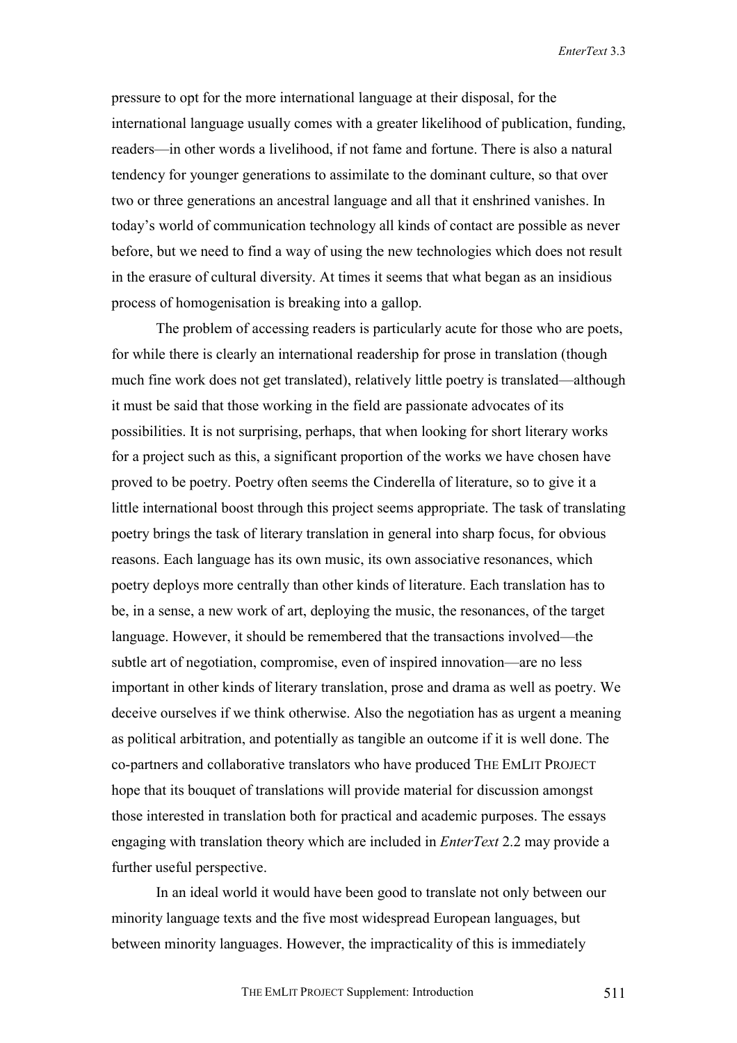pressure to opt for the more international language at their disposal, for the international language usually comes with a greater likelihood of publication, funding, readers—in other words a livelihood, if not fame and fortune. There is also a natural tendency for younger generations to assimilate to the dominant culture, so that over two or three generations an ancestral language and all that it enshrined vanishes. In today's world of communication technology all kinds of contact are possible as never before, but we need to find a way of using the new technologies which does not result in the erasure of cultural diversity. At times it seems that what began as an insidious process of homogenisation is breaking into a gallop.

The problem of accessing readers is particularly acute for those who are poets, for while there is clearly an international readership for prose in translation (though much fine work does not get translated), relatively little poetry is translated—although it must be said that those working in the field are passionate advocates of its possibilities. It is not surprising, perhaps, that when looking for short literary works for a project such as this, a significant proportion of the works we have chosen have proved to be poetry. Poetry often seems the Cinderella of literature, so to give it a little international boost through this project seems appropriate. The task of translating poetry brings the task of literary translation in general into sharp focus, for obvious reasons. Each language has its own music, its own associative resonances, which poetry deploys more centrally than other kinds of literature. Each translation has to be, in a sense, a new work of art, deploying the music, the resonances, of the target language. However, it should be remembered that the transactions involved—the subtle art of negotiation, compromise, even of inspired innovation—are no less important in other kinds of literary translation, prose and drama as well as poetry. We deceive ourselves if we think otherwise. Also the negotiation has as urgent a meaning as political arbitration, and potentially as tangible an outcome if it is well done. The co-partners and collaborative translators who have produced THE EMLIT PROJECT hope that its bouquet of translations will provide material for discussion amongst those interested in translation both for practical and academic purposes. The essays engaging with translation theory which are included in *EnterText* 2.2 may provide a further useful perspective.

In an ideal world it would have been good to translate not only between our minority language texts and the five most widespread European languages, but between minority languages. However, the impracticality of this is immediately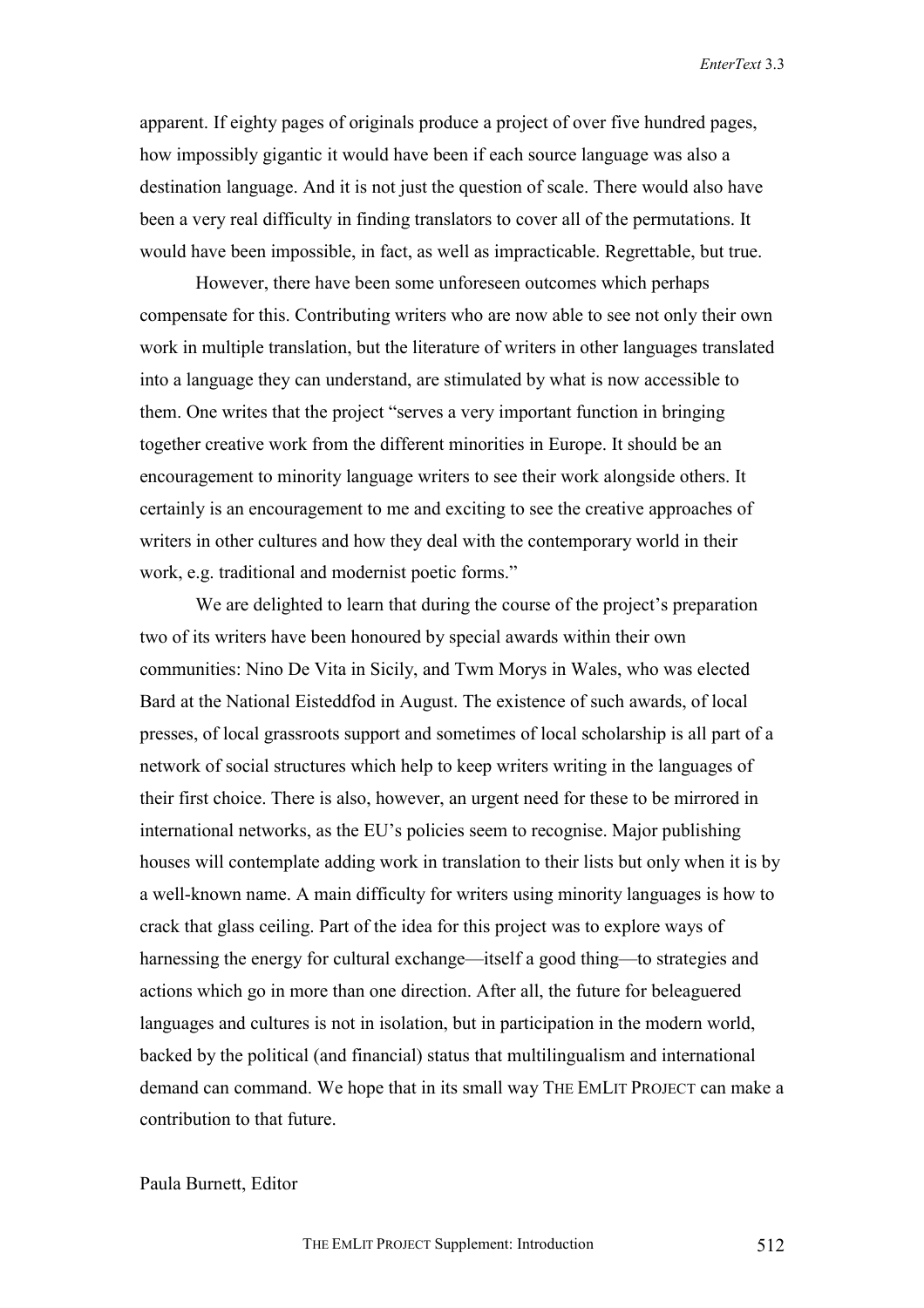apparent. If eighty pages of originals produce a project of over five hundred pages, how impossibly gigantic it would have been if each source language was also a destination language. And it is not just the question of scale. There would also have been a very real difficulty in finding translators to cover all of the permutations. It would have been impossible, in fact, as well as impracticable. Regrettable, but true.

However, there have been some unforeseen outcomes which perhaps compensate for this. Contributing writers who are now able to see not only their own work in multiple translation, but the literature of writers in other languages translated into a language they can understand, are stimulated by what is now accessible to them. One writes that the project "serves a very important function in bringing together creative work from the different minorities in Europe. It should be an encouragement to minority language writers to see their work alongside others. It certainly is an encouragement to me and exciting to see the creative approaches of writers in other cultures and how they deal with the contemporary world in their work, e.g. traditional and modernist poetic forms."

We are delighted to learn that during the course of the project's preparation two of its writers have been honoured by special awards within their own communities: Nino De Vita in Sicily, and Twm Morys in Wales, who was elected Bard at the National Eisteddfod in August. The existence of such awards, of local presses, of local grassroots support and sometimes of local scholarship is all part of a network of social structures which help to keep writers writing in the languages of their first choice. There is also, however, an urgent need for these to be mirrored in international networks, as the EU's policies seem to recognise. Major publishing houses will contemplate adding work in translation to their lists but only when it is by a well-known name. A main difficulty for writers using minority languages is how to crack that glass ceiling. Part of the idea for this project was to explore ways of harnessing the energy for cultural exchange—itself a good thing—to strategies and actions which go in more than one direction. After all, the future for beleaguered languages and cultures is not in isolation, but in participation in the modern world, backed by the political (and financial) status that multilingualism and international demand can command. We hope that in its small way THE EMLIT PROJECT can make a contribution to that future.

Paula Burnett, Editor